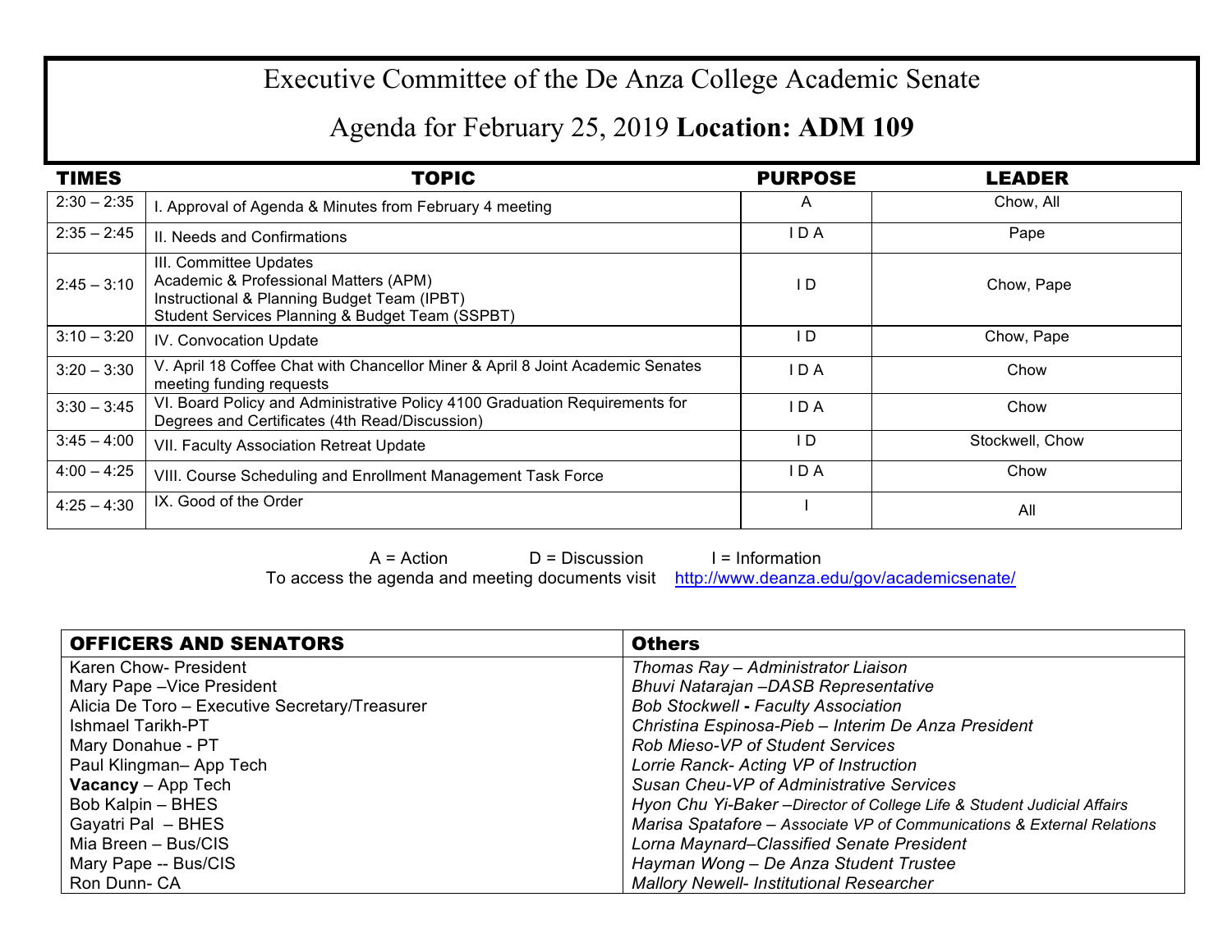# Executive Committee of the De Anza College Academic Senate

## Agenda for February 25, 2019 **Location: ADM 109**

| TIMES | TOPIC | PURPOSE | LEADER |
|---|---|---|---|
| 2:30 – 2:35 | I. Approval of Agenda & Minutes from February 4 meeting | A | Chow, All |
| 2:35 – 2:45 | II. Needs and Confirmations | I D A | Pape |
| 2:45 – 3:10 | III. Committee Updates<br>Academic & Professional Matters (APM)<br>Instructional & Planning Budget Team (IPBT)<br>Student Services Planning & Budget Team (SSPBT) | I D | Chow, Pape |
| 3:10 – 3:20 | IV. Convocation Update | I D | Chow, Pape |
| 3:20 – 3:30 | V. April 18 Coffee Chat with Chancellor Miner & April 8 Joint Academic Senates meeting funding requests | I D A | Chow |
| 3:30 – 3:45 | VI. Board Policy and Administrative Policy 4100 Graduation Requirements for Degrees and Certificates (4th Read/Discussion) | I D A | Chow |
| 3:45 – 4:00 | VII. Faculty Association Retreat Update | I D | Stockwell, Chow |
| 4:00 – 4:25 | VIII. Course Scheduling and Enrollment Management Task Force | I D A | Chow |
| 4:25 – 4:30 | IX. Good of the Order | I | All |

A = Action D = Discussion I = Information

To access the agenda and meeting documents visit http://www.deanza.edu/gov/academicsenate/

| OFFICERS AND SENATORS | Others |
|---|---|
| Karen Chow- President | *Thomas Ray – Administrator Liaison* |
| Mary Pape –Vice President | *Bhuvi Natarajan –DASB Representative* |
| Alicia De Toro – Executive Secretary/Treasurer | *Bob Stockwell - Faculty Association* |
| Ishmael Tarikh-PT | *Christina Espinosa-Pieb – Interim De Anza President* |
| Mary Donahue - PT | *Rob Mieso-VP of Student Services* |
| Paul Klingman– App Tech | *Lorrie Ranck- Acting VP of Instruction* |
| **Vacancy** – App Tech | *Susan Cheu-VP of Administrative Services* |
| Bob Kalpin – BHES | *Hyon Chu Yi-Baker –Director of College Life & Student Judicial Affairs* |
| Gayatri Pal – BHES | *Marisa Spatafore – Associate VP of Communications & External Relations* |
| Mia Breen – Bus/CIS | *Lorna Maynard–Classified Senate President* |
| Mary Pape -- Bus/CIS | *Hayman Wong – De Anza Student Trustee* |
| Ron Dunn- CA | *Mallory Newell- Institutional Researcher* |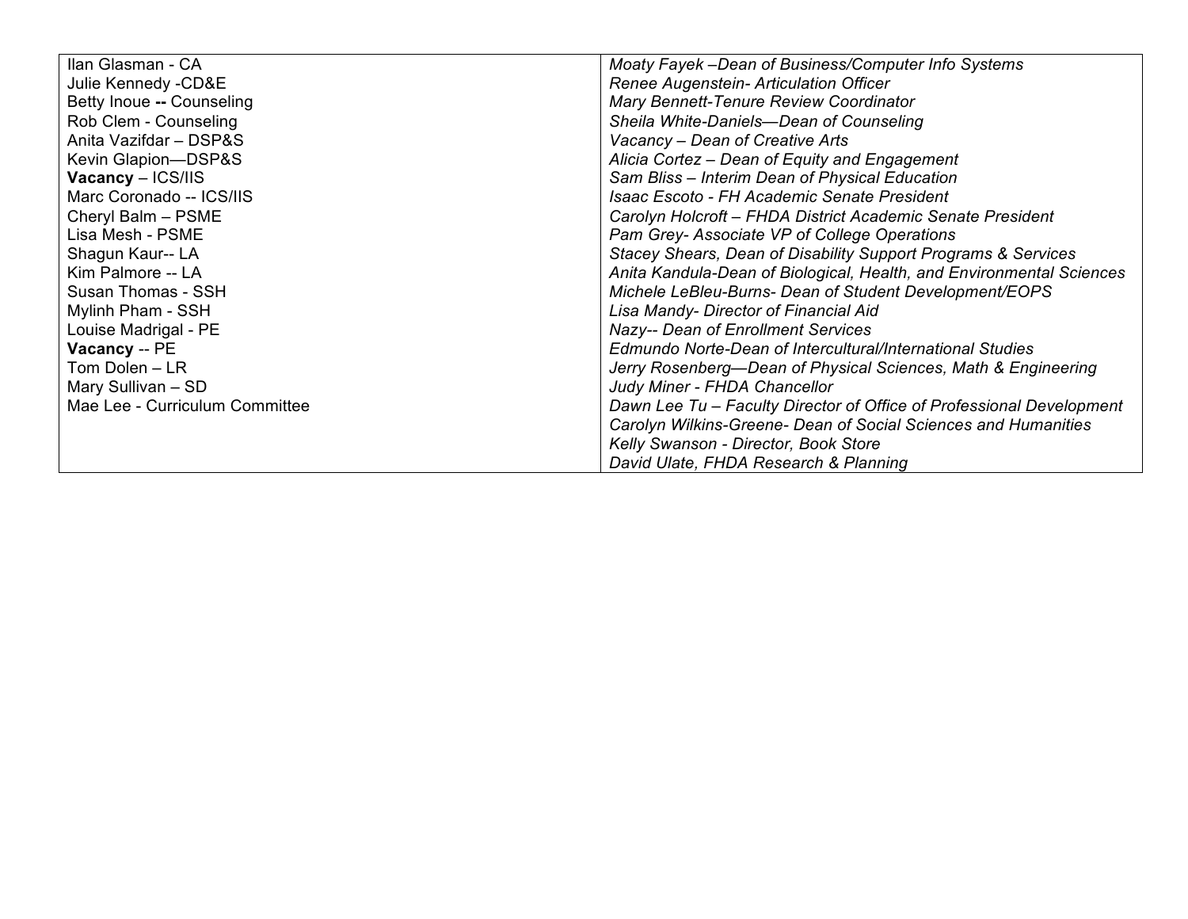| | |
|---|---|
| Ilan Glasman - CA | *Moaty Fayek –Dean of Business/Computer Info Systems* |
| Julie Kennedy -CD&E | *Renee Augenstein- Articulation Officer* |
| Betty Inoue **--** Counseling | *Mary Bennett-Tenure Review Coordinator* |
| Rob Clem - Counseling | *Sheila White-Daniels—Dean of Counseling* |
| Anita Vazifdar – DSP&S | *Vacancy – Dean of Creative Arts* |
| Kevin Glapion—DSP&S | *Alicia Cortez – Dean of Equity and Engagement* |
| **Vacancy** – ICS/IIS | *Sam Bliss – Interim Dean of Physical Education* |
| Marc Coronado -- ICS/IIS | *Isaac Escoto - FH Academic Senate President* |
| Cheryl Balm – PSME | *Carolyn Holcroft – FHDA District Academic Senate President* |
| Lisa Mesh - PSME | *Pam Grey- Associate VP of College Operations* |
| Shagun Kaur-- LA | *Stacey Shears, Dean of Disability Support Programs & Services* |
| Kim Palmore -- LA | *Anita Kandula-Dean of Biological, Health, and Environmental Sciences* |
| Susan Thomas - SSH | *Michele LeBleu-Burns- Dean of Student Development/EOPS* |
| Mylinh Pham - SSH | *Lisa Mandy- Director of Financial Aid* |
| Louise Madrigal - PE | *Nazy-- Dean of Enrollment Services* |
| **Vacancy** -- PE | *Edmundo Norte-Dean of Intercultural/International Studies* |
| Tom Dolen – LR | *Jerry Rosenberg—Dean of Physical Sciences, Math & Engineering* |
| Mary Sullivan – SD | *Judy Miner - FHDA Chancellor* |
| Mae Lee - Curriculum Committee | *Dawn Lee Tu – Faculty Director of Office of Professional Development* |
| | *Carolyn Wilkins-Greene- Dean of Social Sciences and Humanities* |
| | *Kelly Swanson - Director, Book Store* |
| | *David Ulate, FHDA Research & Planning* |